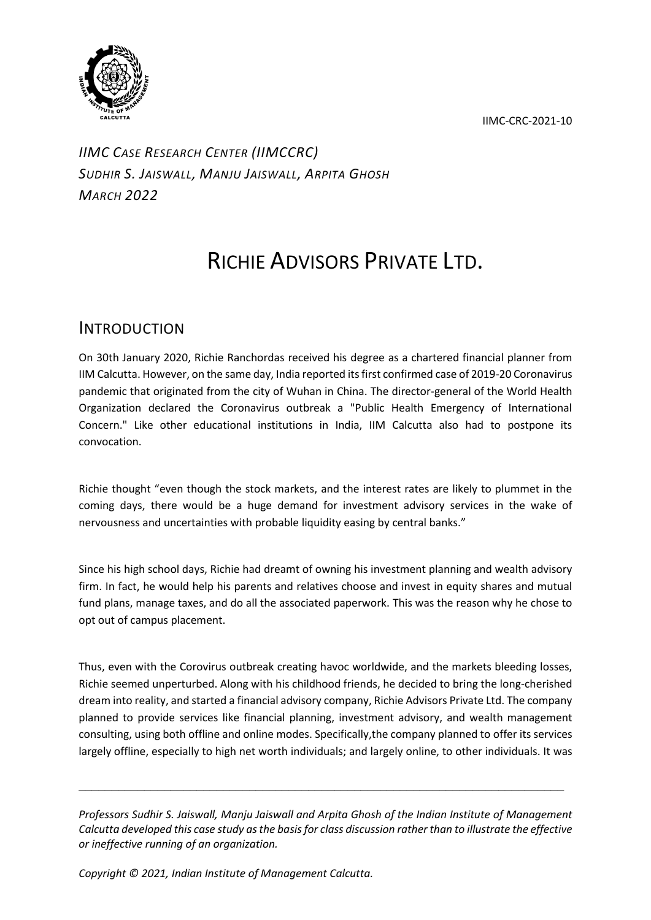IIMC-CRC-2021-10

*IIMC CASE RESEARCH CENTER (IIMCCRC)*
*SUDHIR S. JAISWALL, MANJU JAISWALL, ARPITA GHOSH*
*MARCH 2022*

# RICHIE ADVISORS PRIVATE LTD.

## INTRODUCTION

On 30th January 2020, Richie Ranchordas received his degree as a chartered financial planner from IIM Calcutta. However, on the same day, India reported its first confirmed case of 2019-20 Coronavirus pandemic that originated from the city of Wuhan in China. The director-general of the World Health Organization declared the Coronavirus outbreak a "Public Health Emergency of International Concern." Like other educational institutions in India, IIM Calcutta also had to postpone its convocation.

Richie thought "even though the stock markets, and the interest rates are likely to plummet in the coming days, there would be a huge demand for investment advisory services in the wake of nervousness and uncertainties with probable liquidity easing by central banks."

Since his high school days, Richie had dreamt of owning his investment planning and wealth advisory firm. In fact, he would help his parents and relatives choose and invest in equity shares and mutual fund plans, manage taxes, and do all the associated paperwork. This was the reason why he chose to opt out of campus placement.

Thus, even with the Corovirus outbreak creating havoc worldwide, and the markets bleeding losses, Richie seemed unperturbed. Along with his childhood friends, he decided to bring the long-cherished dream into reality, and started a financial advisory company, Richie Advisors Private Ltd. The company planned to provide services like financial planning, investment advisory, and wealth management consulting, using both offline and online modes. Specifically,the company planned to offer its services largely offline, especially to high net worth individuals; and largely online, to other individuals. It was

---

*Professors Sudhir S. Jaiswall, Manju Jaiswall and Arpita Ghosh of the Indian Institute of Management Calcutta developed this case study as the basis for class discussion rather than to illustrate the effective or ineffective running of an organization.*

*Copyright © 2021, Indian Institute of Management Calcutta.*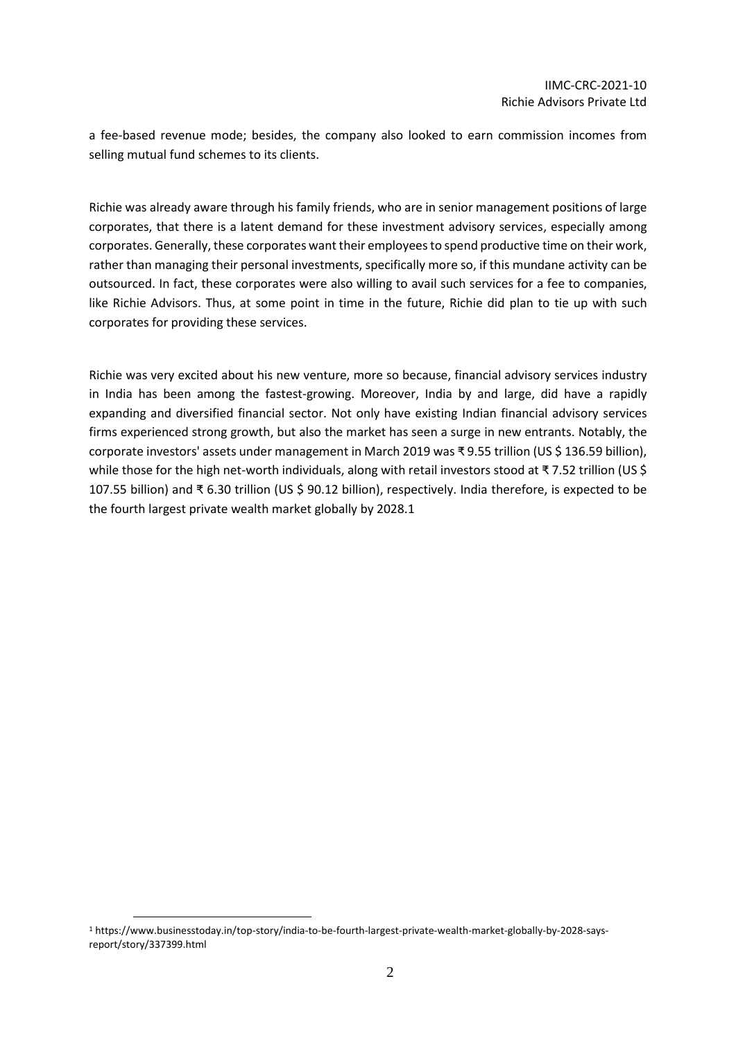a fee-based revenue mode; besides, the company also looked to earn commission incomes from selling mutual fund schemes to its clients.

Richie was already aware through his family friends, who are in senior management positions of large corporates, that there is a latent demand for these investment advisory services, especially among corporates. Generally, these corporates want their employees to spend productive time on their work, rather than managing their personal investments, specifically more so, if this mundane activity can be outsourced. In fact, these corporates were also willing to avail such services for a fee to companies, like Richie Advisors. Thus, at some point in time in the future, Richie did plan to tie up with such corporates for providing these services.

Richie was very excited about his new venture, more so because, financial advisory services industry in India has been among the fastest-growing. Moreover, India by and large, did have a rapidly expanding and diversified financial sector. Not only have existing Indian financial advisory services firms experienced strong growth, but also the market has seen a surge in new entrants. Notably, the corporate investors' assets under management in March 2019 was ₹ 9.55 trillion (US $ 136.59 billion), while those for the high net-worth individuals, along with retail investors stood at ₹ 7.52 trillion (US $ 107.55 billion) and ₹ 6.30 trillion (US $ 90.12 billion), respectively. India therefore, is expected to be the fourth largest private wealth market globally by 2028.[1]

[1] https://www.businesstoday.in/top-story/india-to-be-fourth-largest-private-wealth-market-globally-by-2028-says-report/story/337399.html